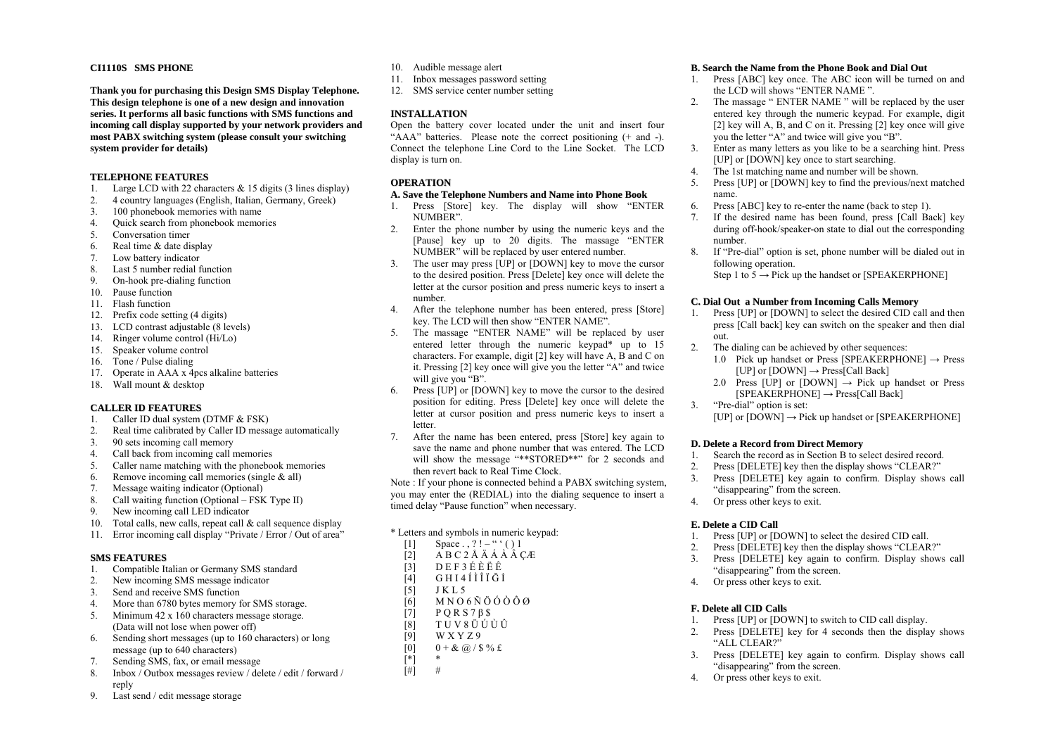**CI1110S SMS PHONE**

**Thank you for purchasing this Design SMS Display Telephone. This design telephone is one of a new design and innovation series. It performs all basic functions with SMS functions and incoming call display supported by your network providers and most PABX switching system (please consult your switching system provider for details)**

## TELEPHONE FEATURES

1. Large LCD with 22 characters & 15 digits (3 lines display)
2. 4 country languages (English, Italian, Germany, Greek)
3. 100 phonebook memories with name
4. Quick search from phonebook memories
5. Conversation timer
6. Real time & date display
7. Low battery indicator
8. Last 5 number redial function
9. On-hook pre-dialing function
10. Pause function
11. Flash function
12. Prefix code setting (4 digits)
13. LCD contrast adjustable (8 levels)
14. Ringer volume control (Hi/Lo)
15. Speaker volume control
16. Tone / Pulse dialing
17. Operate in AAA x 4pcs alkaline batteries
18. Wall mount & desktop

## CALLER ID FEATURES

1. Caller ID dual system (DTMF & FSK)
2. Real time calibrated by Caller ID message automatically
3. 90 sets incoming call memory
4. Call back from incoming call memories
5. Caller name matching with the phonebook memories
6. Remove incoming call memories (single & all)
7. Message waiting indicator (Optional)
8. Call waiting function (Optional – FSK Type II)
9. New incoming call LED indicator
10. Total calls, new calls, repeat call & call sequence display
11. Error incoming call display "Private / Error / Out of area"

## SMS FEATURES

1. Compatible Italian or Germany SMS standard
2. New incoming SMS message indicator
3. Send and receive SMS function
4. More than 6780 bytes memory for SMS storage.
5. Minimum 42 x 160 characters message storage. (Data will not lose when power off)
6. Sending short messages (up to 160 characters) or long message (up to 640 characters)
7. Sending SMS, fax, or email message
8. Inbox / Outbox messages review / delete / edit / forward / reply
9. Last send / edit message storage
10. Audible message alert
11. Inbox messages password setting
12. SMS service center number setting

## INSTALLATION

Open the battery cover located under the unit and insert four "AAA" batteries. Please note the correct positioning (+ and -). Connect the telephone Line Cord to the Line Socket. The LCD display is turn on.

## OPERATION

### A. Save the Telephone Numbers and Name into Phone Book

1. Press [Store] key. The display will show "ENTER NUMBER".
2. Enter the phone number by using the numeric keys and the [Pause] key up to 20 digits. The massage "ENTER NUMBER" will be replaced by user entered number.
3. The user may press [UP] or [DOWN] key to move the cursor to the desired position. Press [Delete] key once will delete the letter at the cursor position and press numeric keys to insert a number.
4. After the telephone number has been entered, press [Store] key. The LCD will then show "ENTER NAME".
5. The massage "ENTER NAME" will be replaced by user entered letter through the numeric keypad* up to 15 characters. For example, digit [2] key will have A, B and C on it. Pressing [2] key once will give you the letter "A" and twice will give you "B".
6. Press [UP] or [DOWN] key to move the cursor to the desired position for editing. Press [Delete] key once will delete the letter at cursor position and press numeric keys to insert a letter.
7. After the name has been entered, press [Store] key again to save the name and phone number that was entered. The LCD will show the message "**STORED**" for 2 seconds and then revert back to Real Time Clock.

Note : If your phone is connected behind a PABX switching system, you may enter the (REDIAL) into the dialing sequence to insert a timed delay "Pause function" when necessary.

\* Letters and symbols in numeric keypad:

[1] Space . , ? ! – " ' ( ) 1
[2] A B C 2 Å Ä Á À Â Ç Æ
[3] D E F 3 É È Ë Ê
[4] G H I 4 Í Ì Î Ï Ğ İ
[5] J K L 5
[6] M N O 6 Ñ Ö Ó Ò Ô Ø
[7] P Q R S 7 β $
[8] T U V 8 Ü Ú Ù Û
[9] W X Y Z 9
[0] 0 + & @ / $ % £
[*] *
[#] #

### B. Search the Name from the Phone Book and Dial Out

1. Press [ABC] key once. The ABC icon will be turned on and the LCD will shows "ENTER NAME ".
2. The massage " ENTER NAME " will be replaced by the user entered key through the numeric keypad. For example, digit [2] key will have A, B, and C on it. Pressing [2] key once will give you the letter "A" and twice will give you "B".
3. Enter as many letters as you like to be a searching hint. Press [UP] or [DOWN] key once to start searching.
4. The 1st matching name and number will be shown.
5. Press [UP] or [DOWN] key to find the previous/next matched name.
6. Press [ABC] key to re-enter the name (back to step 1).
7. If the desired name has been found, press [Call Back] key during off-hook/speaker-on state to dial out the corresponding number.
8. If "Pre-dial" option is set, phone number will be dialed out in following operation.
   Step 1 to 5 → Pick up the handset or [SPEAKERPHONE]

### C. Dial Out a Number from Incoming Calls Memory

1. Press [UP] or [DOWN] to select the desired CID call and then press [Call back] key can switch on the speaker and then dial out.
2. The dialing can be achieved by other sequences:
   1.0 Pick up handset or Press [SPEAKERPHONE] → Press [UP] or [DOWN] → Press[Call Back]
   2.0 Press [UP] or [DOWN] → Pick up handset or Press [SPEAKERPHONE] → Press[Call Back]
3. "Pre-dial" option is set:
   [UP] or [DOWN] → Pick up handset or [SPEAKERPHONE]

### D. Delete a Record from Direct Memory

1. Search the record as in Section B to select desired record.
2. Press [DELETE] key then the display shows "CLEAR?"
3. Press [DELETE] key again to confirm. Display shows call "disappearing" from the screen.
4. Or press other keys to exit.

### E. Delete a CID Call

1. Press [UP] or [DOWN] to select the desired CID call.
2. Press [DELETE] key then the display shows "CLEAR?"
3. Press [DELETE] key again to confirm. Display shows call "disappearing" from the screen.
4. Or press other keys to exit.

### F. Delete all CID Calls

1. Press [UP] or [DOWN] to switch to CID call display.
2. Press [DELETE] key for 4 seconds then the display shows "ALL CLEAR?"
3. Press [DELETE] key again to confirm. Display shows call "disappearing" from the screen.
4. Or press other keys to exit.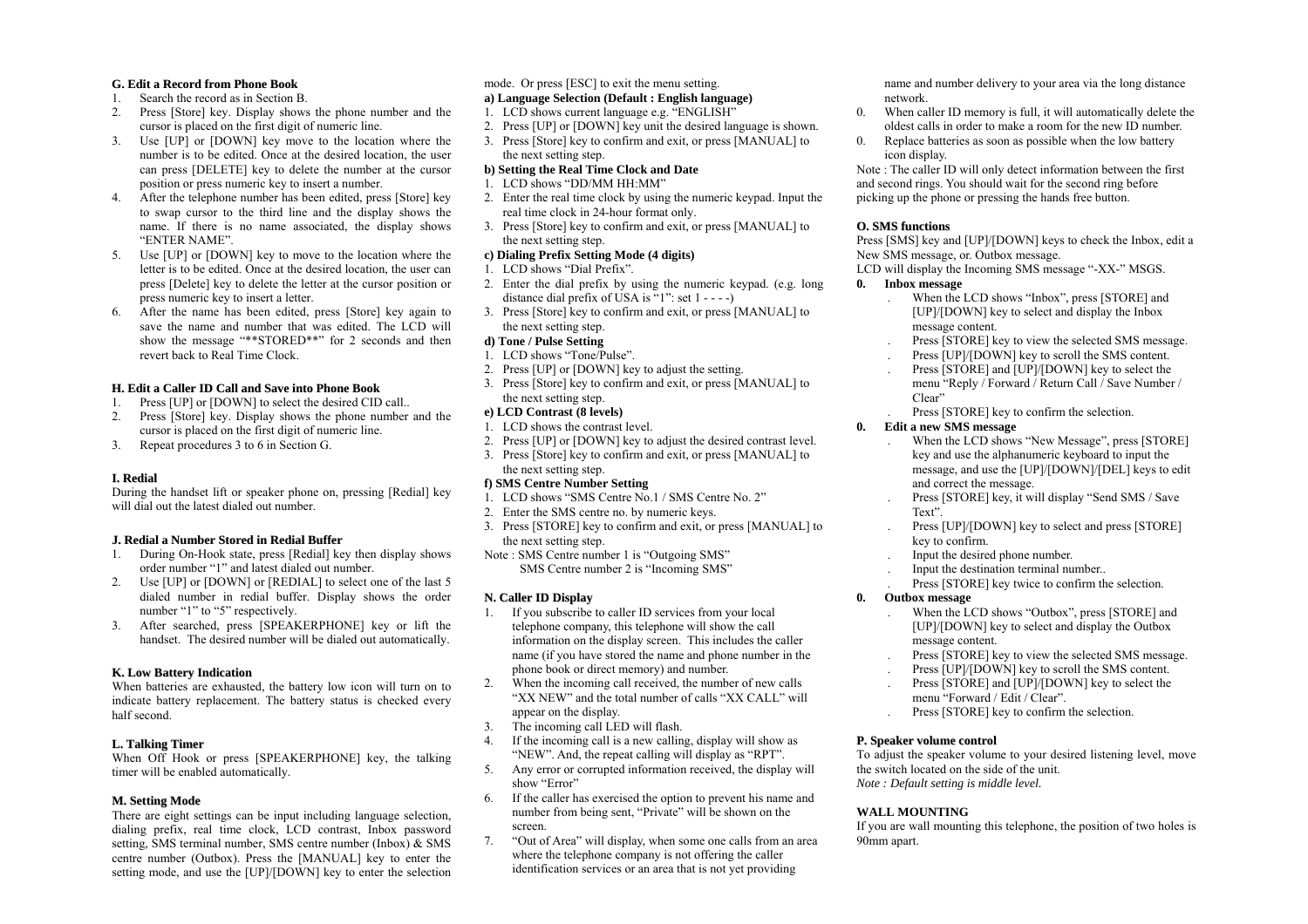**G. Edit a Record from Phone Book**

1. Search the record as in Section B.
2. Press [Store] key. Display shows the phone number and the cursor is placed on the first digit of numeric line.
3. Use [UP] or [DOWN] key move to the location where the number is to be edited. Once at the desired location, the user can press [DELETE] key to delete the number at the cursor position or press numeric key to insert a number.
4. After the telephone number has been edited, press [Store] key to swap cursor to the third line and the display shows the name. If there is no name associated, the display shows "ENTER NAME".
5. Use [UP] or [DOWN] key to move to the location where the letter is to be edited. Once at the desired location, the user can press [Delete] key to delete the letter at the cursor position or press numeric key to insert a letter.
6. After the name has been edited, press [Store] key again to save the name and number that was edited. The LCD will show the message "**STORED**" for 2 seconds and then revert back to Real Time Clock.

**H. Edit a Caller ID Call and Save into Phone Book**

1. Press [UP] or [DOWN] to select the desired CID call..
2. Press [Store] key. Display shows the phone number and the cursor is placed on the first digit of numeric line.
3. Repeat procedures 3 to 6 in Section G.

**I. Redial**

During the handset lift or speaker phone on, pressing [Redial] key will dial out the latest dialed out number.

**J. Redial a Number Stored in Redial Buffer**

1. During On-Hook state, press [Redial] key then display shows order number "1" and latest dialed out number.
2. Use [UP] or [DOWN] or [REDIAL] to select one of the last 5 dialed number in redial buffer. Display shows the order number "1" to "5" respectively.
3. After searched, press [SPEAKERPHONE] key or lift the handset. The desired number will be dialed out automatically.

**K. Low Battery Indication**

When batteries are exhausted, the battery low icon will turn on to indicate battery replacement. The battery status is checked every half second.

**L. Talking Timer**

When Off Hook or press [SPEAKERPHONE] key, the talking timer will be enabled automatically.

**M. Setting Mode**

There are eight settings can be input including language selection, dialing prefix, real time clock, LCD contrast, Inbox password setting, SMS terminal number, SMS centre number (Inbox) & SMS centre number (Outbox). Press the [MANUAL] key to enter the setting mode, and use the [UP]/[DOWN] key to enter the selection mode. Or press [ESC] to exit the menu setting.

**a) Language Selection (Default : English language)**

1. LCD shows current language e.g. "ENGLISH"
2. Press [UP] or [DOWN] key unit the desired language is shown.
3. Press [Store] key to confirm and exit, or press [MANUAL] to the next setting step.

**b) Setting the Real Time Clock and Date**

1. LCD shows "DD/MM HH:MM"
2. Enter the real time clock by using the numeric keypad. Input the real time clock in 24-hour format only.
3. Press [Store] key to confirm and exit, or press [MANUAL] to the next setting step.

**c) Dialing Prefix Setting Mode (4 digits)**

1. LCD shows "Dial Prefix".
2. Enter the dial prefix by using the numeric keypad. (e.g. long distance dial prefix of USA is "1": set 1 - - - -)
3. Press [Store] key to confirm and exit, or press [MANUAL] to the next setting step.

**d) Tone / Pulse Setting**

1. LCD shows "Tone/Pulse".
2. Press [UP] or [DOWN] key to adjust the setting.
3. Press [Store] key to confirm and exit, or press [MANUAL] to the next setting step.

**e) LCD Contrast (8 levels)**

1. LCD shows the contrast level.
2. Press [UP] or [DOWN] key to adjust the desired contrast level.
3. Press [Store] key to confirm and exit, or press [MANUAL] to the next setting step.

**f) SMS Centre Number Setting**

1. LCD shows "SMS Centre No.1 / SMS Centre No. 2"
2. Enter the SMS centre no. by numeric keys.
3. Press [STORE] key to confirm and exit, or press [MANUAL] to the next setting step.

Note : SMS Centre number 1 is "Outgoing SMS"
SMS Centre number 2 is "Incoming SMS"

**N. Caller ID Display**

1. If you subscribe to caller ID services from your local telephone company, this telephone will show the call information on the display screen. This includes the caller name (if you have stored the name and phone number in the phone book or direct memory) and number.
2. When the incoming call received, the number of new calls "XX NEW" and the total number of calls "XX CALL" will appear on the display.
3. The incoming call LED will flash.
4. If the incoming call is a new calling, display will show as "NEW". And, the repeat calling will display as "RPT".
5. Any error or corrupted information received, the display will show "Error"
6. If the caller has exercised the option to prevent his name and number from being sent, "Private" will be shown on the screen.
7. "Out of Area" will display, when some one calls from an area where the telephone company is not offering the caller identification services or an area that is not yet providing name and number delivery to your area via the long distance network.

0. When caller ID memory is full, it will automatically delete the oldest calls in order to make a room for the new ID number.
0. Replace batteries as soon as possible when the low battery icon display.

Note : The caller ID will only detect information between the first and second rings. You should wait for the second ring before picking up the phone or pressing the hands free button.

**O. SMS functions**

Press [SMS] key and [UP]/[DOWN] keys to check the Inbox, edit a New SMS message, or. Outbox message.
LCD will display the Incoming SMS message "-XX-" MSGS.

**0. Inbox message**

- When the LCD shows "Inbox", press [STORE] and [UP]/[DOWN] key to select and display the Inbox message content.
- Press [STORE] key to view the selected SMS message.
- Press [UP]/[DOWN] key to scroll the SMS content.
- Press [STORE] and [UP]/[DOWN] key to select the menu "Reply / Forward / Return Call / Save Number / Clear"
- Press [STORE] key to confirm the selection.

**0. Edit a new SMS message**

- When the LCD shows "New Message", press [STORE] key and use the alphanumeric keyboard to input the message, and use the [UP]/[DOWN]/[DEL] keys to edit and correct the message.
- Press [STORE] key, it will display "Send SMS / Save Text".
- Press [UP]/[DOWN] key to select and press [STORE] key to confirm.
- Input the desired phone number.
- Input the destination terminal number..
- Press [STORE] key twice to confirm the selection.

**0. Outbox message**

- When the LCD shows "Outbox", press [STORE] and [UP]/[DOWN] key to select and display the Outbox message content.
- Press [STORE] key to view the selected SMS message.
- Press [UP]/[DOWN] key to scroll the SMS content.
- Press [STORE] and [UP]/[DOWN] key to select the menu "Forward / Edit / Clear".
- Press [STORE] key to confirm the selection.

**P. Speaker volume control**

To adjust the speaker volume to your desired listening level, move the switch located on the side of the unit.
*Note : Default setting is middle level.*

**WALL MOUNTING**

If you are wall mounting this telephone, the position of two holes is 90mm apart.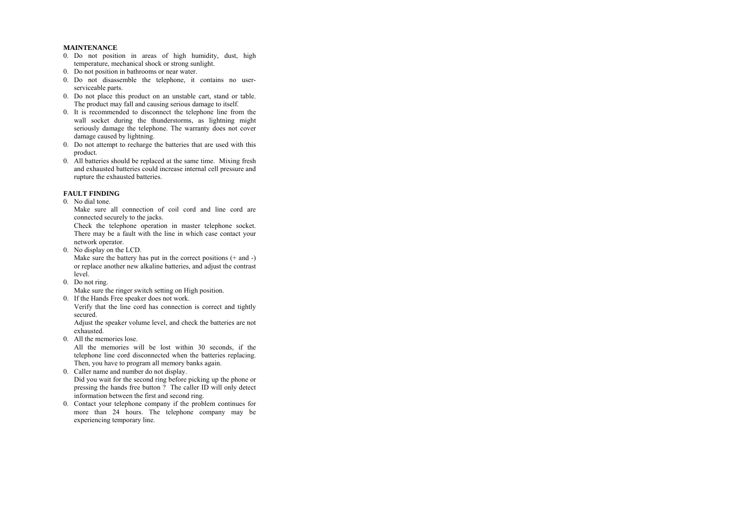**MAINTENANCE**

0. Do not position in areas of high humidity, dust, high temperature, mechanical shock or strong sunlight.
0. Do not position in bathrooms or near water.
0. Do not disassemble the telephone, it contains no user-serviceable parts.
0. Do not place this product on an unstable cart, stand or table. The product may fall and causing serious damage to itself.
0. It is recommended to disconnect the telephone line from the wall socket during the thunderstorms, as lightning might seriously damage the telephone. The warranty does not cover damage caused by lightning.
0. Do not attempt to recharge the batteries that are used with this product.
0. All batteries should be replaced at the same time. Mixing fresh and exhausted batteries could increase internal cell pressure and rupture the exhausted batteries.

**FAULT FINDING**

0. No dial tone.
   Make sure all connection of coil cord and line cord are connected securely to the jacks.
   Check the telephone operation in master telephone socket. There may be a fault with the line in which case contact your network operator.
0. No display on the LCD.
   Make sure the battery has put in the correct positions (+ and -) or replace another new alkaline batteries, and adjust the contrast level.
0. Do not ring.
   Make sure the ringer switch setting on High position.
0. If the Hands Free speaker does not work.
   Verify that the line cord has connection is correct and tightly secured.
   Adjust the speaker volume level, and check the batteries are not exhausted.
0. All the memories lose.
   All the memories will be lost within 30 seconds, if the telephone line cord disconnected when the batteries replacing. Then, you have to program all memory banks again.
0. Caller name and number do not display.
   Did you wait for the second ring before picking up the phone or pressing the hands free button ? The caller ID will only detect information between the first and second ring.
0. Contact your telephone company if the problem continues for more than 24 hours. The telephone company may be experiencing temporary line.